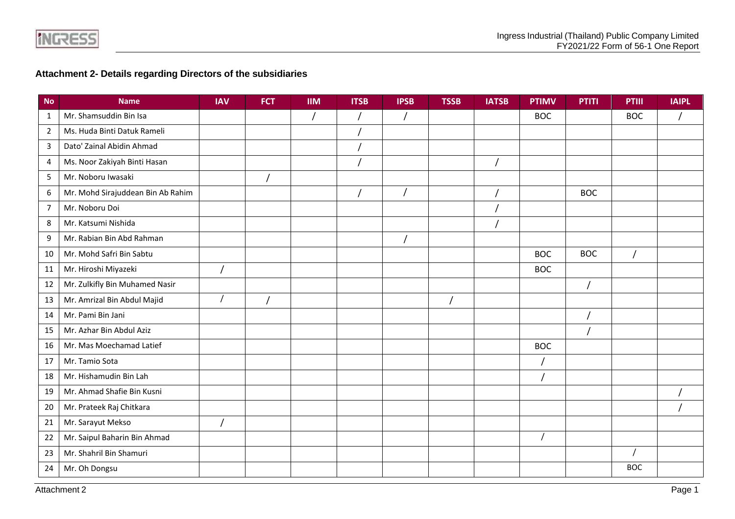# Attachment 2- Details regarding Directors of the subsidiaries

| No | Name | IAV | FCT | IIM | ITSB | IPSB | TSSB | IATSB | PTIMV | PTITI | PTIII | IAIPL |
|---|---|---|---|---|---|---|---|---|---|---|---|---|
| 1 | Mr. Shamsuddin Bin Isa | | | / | / | / | | | BOC | | BOC | / |
| 2 | Ms. Huda Binti Datuk Rameli | | | | / | | | | | | | |
| 3 | Dato' Zainal Abidin Ahmad | | | | / | | | | | | | |
| 4 | Ms. Noor Zakiyah Binti Hasan | | | | / | | | / | | | | |
| 5 | Mr. Noboru Iwasaki | | / | | | | | | | | | |
| 6 | Mr. Mohd Sirajuddean Bin Ab Rahim | | | | / | / | | / | | BOC | | |
| 7 | Mr. Noboru Doi | | | | | | | / | | | | |
| 8 | Mr. Katsumi Nishida | | | | | | | / | | | | |
| 9 | Mr. Rabian Bin Abd Rahman | | | | | / | | | | | | |
| 10 | Mr. Mohd Safri Bin Sabtu | | | | | | | | BOC | BOC | / | |
| 11 | Mr. Hiroshi Miyazeki | / | | | | | | | BOC | | | |
| 12 | Mr. Zulkifly Bin Muhamed Nasir | | | | | | | | | / | | |
| 13 | Mr. Amrizal Bin Abdul Majid | / | / | | | | / | | | | | |
| 14 | Mr. Pami Bin Jani | | | | | | | | | / | | |
| 15 | Mr. Azhar Bin Abdul Aziz | | | | | | | | | / | | |
| 16 | Mr. Mas Moechamad Latief | | | | | | | | BOC | | | |
| 17 | Mr. Tamio Sota | | | | | | | | / | | | |
| 18 | Mr. Hishamudin Bin Lah | | | | | | | | / | | | |
| 19 | Mr. Ahmad Shafie Bin Kusni | | | | | | | | | | | / |
| 20 | Mr. Prateek Raj Chitkara | | | | | | | | | | | / |
| 21 | Mr. Sarayut Mekso | / | | | | | | | | | | |
| 22 | Mr. Saipul Baharin Bin Ahmad | | | | | | | | / | | | |
| 23 | Mr. Shahril Bin Shamuri | | | | | | | | | | / | |
| 24 | Mr. Oh Dongsu | | | | | | | | | | BOC | |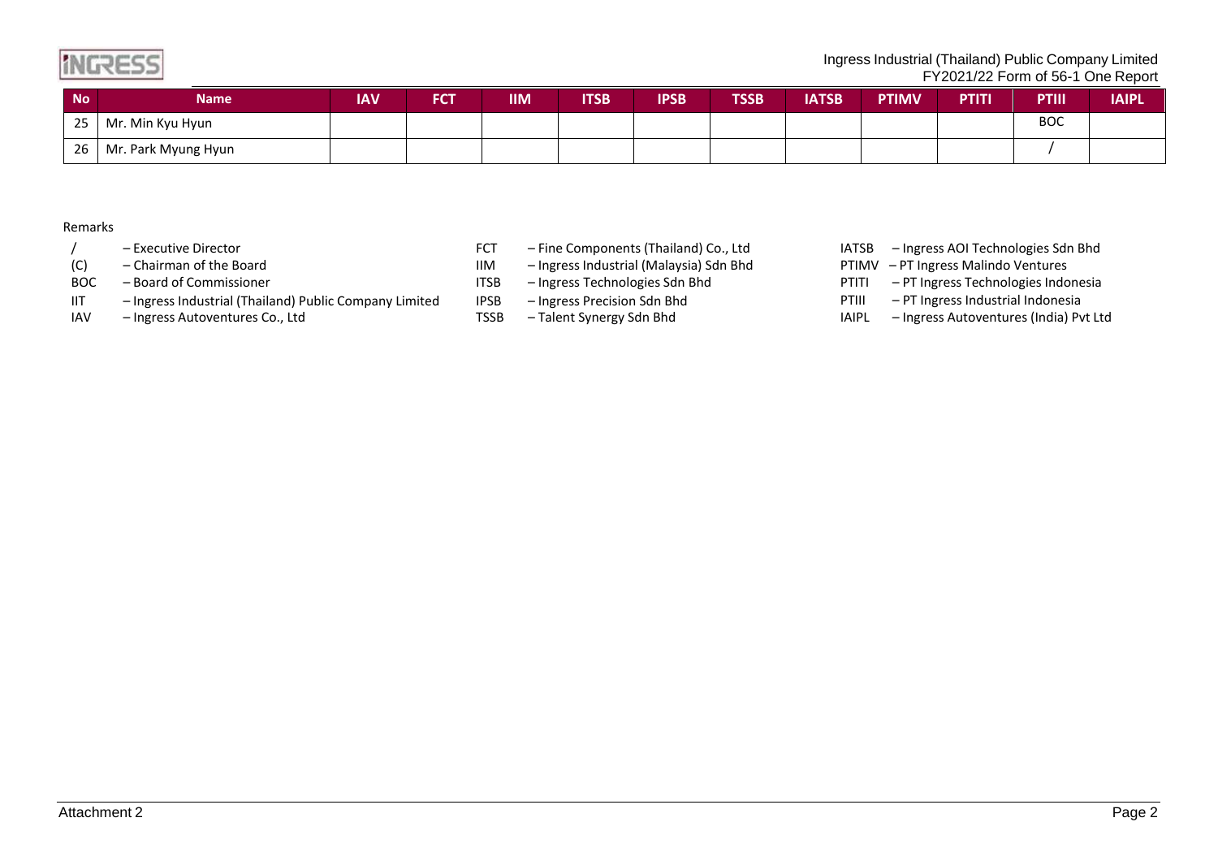| No | Name | IAV | FCT | IIM | ITSB | IPSB | TSSB | IATSB | PTIMV | PTITI | PTIII | IAIPL |
|---|---|---|---|---|---|---|---|---|---|---|---|---|
| 25 | Mr. Min Kyu Hyun | | | | | | | | | | BOC | |
| 26 | Mr. Park Myung Hyun | | | | | | | | | | / | |

Remarks

| | | | | | |
|---|---|---|---|---|---|
| / | – Executive Director | FCT | – Fine Components (Thailand) Co., Ltd | IATSB | – Ingress AOI Technologies Sdn Bhd |
| (C) | – Chairman of the Board | IIM | – Ingress Industrial (Malaysia) Sdn Bhd | PTIMV | – PT Ingress Malindo Ventures |
| BOC | – Board of Commissioner | ITSB | – Ingress Technologies Sdn Bhd | PTITI | – PT Ingress Technologies Indonesia |
| IIT | – Ingress Industrial (Thailand) Public Company Limited | IPSB | – Ingress Precision Sdn Bhd | PTIII | – PT Ingress Industrial Indonesia |
| IAV | – Ingress Autoventures Co., Ltd | TSSB | – Talent Synergy Sdn Bhd | IAIPL | – Ingress Autoventures (India) Pvt Ltd |